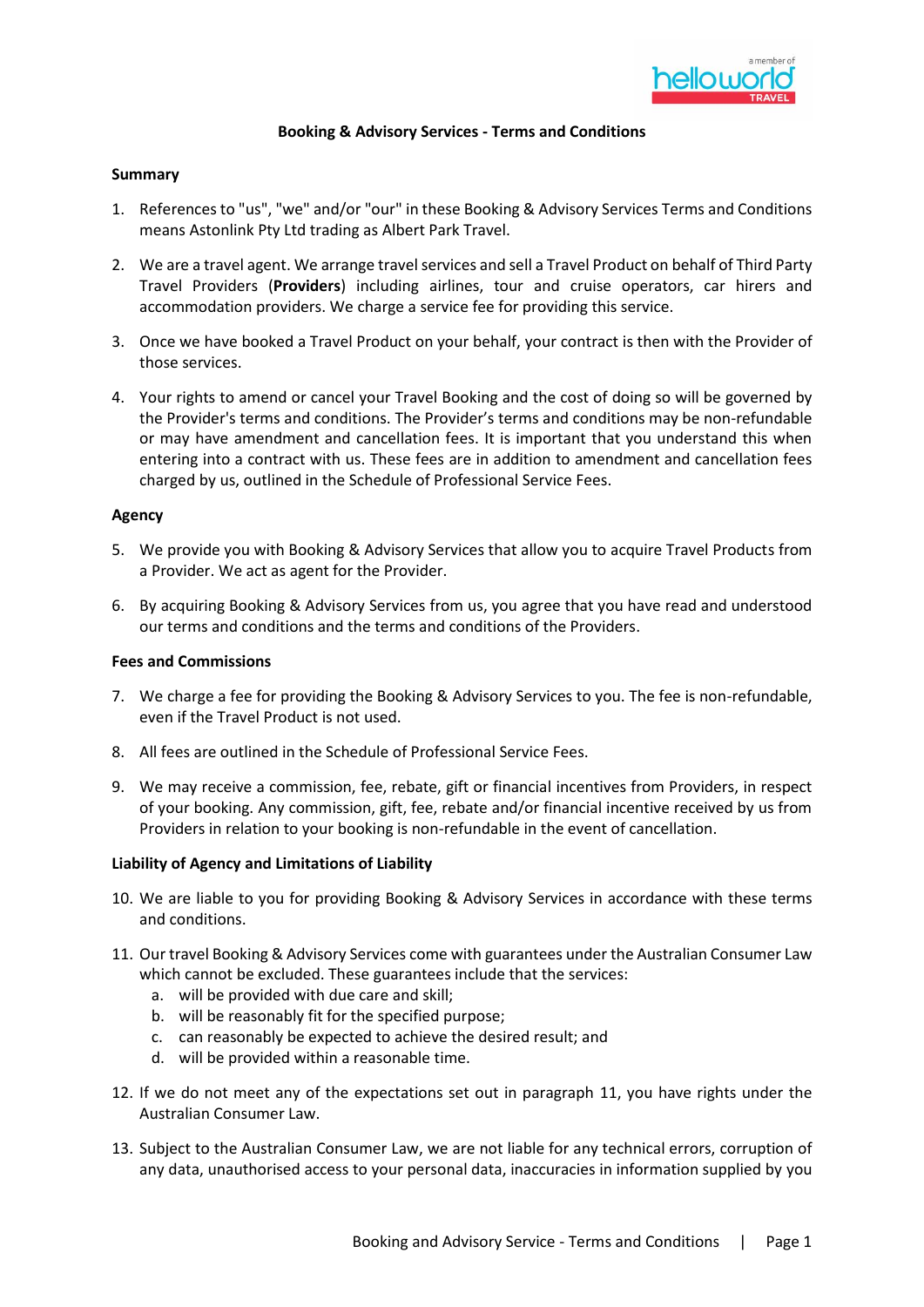# Booking & Advisory Services - Terms and Conditions

## Summary

1. References to "us", "we" and/or "our" in these Booking & Advisory Services Terms and Conditions means Astonlink Pty Ltd trading as Albert Park Travel.

2. We are a travel agent. We arrange travel services and sell a Travel Product on behalf of Third Party Travel Providers (**Providers**) including airlines, tour and cruise operators, car hirers and accommodation providers. We charge a service fee for providing this service.

3. Once we have booked a Travel Product on your behalf, your contract is then with the Provider of those services.

4. Your rights to amend or cancel your Travel Booking and the cost of doing so will be governed by the Provider's terms and conditions. The Provider's terms and conditions may be non-refundable or may have amendment and cancellation fees. It is important that you understand this when entering into a contract with us. These fees are in addition to amendment and cancellation fees charged by us, outlined in the Schedule of Professional Service Fees.

## Agency

5. We provide you with Booking & Advisory Services that allow you to acquire Travel Products from a Provider. We act as agent for the Provider.

6. By acquiring Booking & Advisory Services from us, you agree that you have read and understood our terms and conditions and the terms and conditions of the Providers.

## Fees and Commissions

7. We charge a fee for providing the Booking & Advisory Services to you. The fee is non-refundable, even if the Travel Product is not used.

8. All fees are outlined in the Schedule of Professional Service Fees.

9. We may receive a commission, fee, rebate, gift or financial incentives from Providers, in respect of your booking. Any commission, gift, fee, rebate and/or financial incentive received by us from Providers in relation to your booking is non-refundable in the event of cancellation.

## Liability of Agency and Limitations of Liability

10. We are liable to you for providing Booking & Advisory Services in accordance with these terms and conditions.

11. Our travel Booking & Advisory Services come with guarantees under the Australian Consumer Law which cannot be excluded. These guarantees include that the services:
    a. will be provided with due care and skill;
    b. will be reasonably fit for the specified purpose;
    c. can reasonably be expected to achieve the desired result; and
    d. will be provided within a reasonable time.

12. If we do not meet any of the expectations set out in paragraph 11, you have rights under the Australian Consumer Law.

13. Subject to the Australian Consumer Law, we are not liable for any technical errors, corruption of any data, unauthorised access to your personal data, inaccuracies in information supplied by you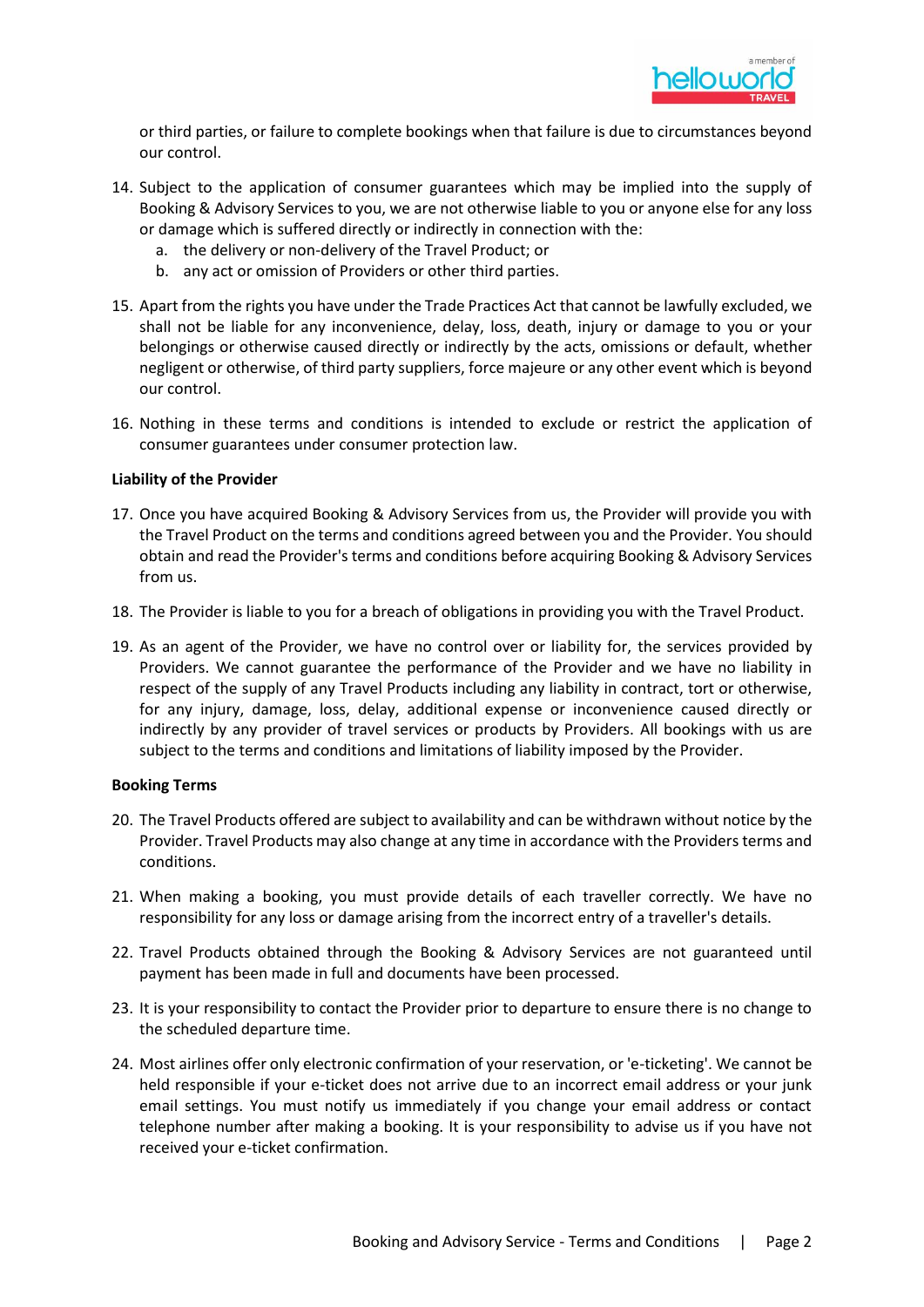or third parties, or failure to complete bookings when that failure is due to circumstances beyond our control.

14. Subject to the application of consumer guarantees which may be implied into the supply of Booking & Advisory Services to you, we are not otherwise liable to you or anyone else for any loss or damage which is suffered directly or indirectly in connection with the:
    a. the delivery or non-delivery of the Travel Product; or
    b. any act or omission of Providers or other third parties.

15. Apart from the rights you have under the Trade Practices Act that cannot be lawfully excluded, we shall not be liable for any inconvenience, delay, loss, death, injury or damage to you or your belongings or otherwise caused directly or indirectly by the acts, omissions or default, whether negligent or otherwise, of third party suppliers, force majeure or any other event which is beyond our control.

16. Nothing in these terms and conditions is intended to exclude or restrict the application of consumer guarantees under consumer protection law.

**Liability of the Provider**

17. Once you have acquired Booking & Advisory Services from us, the Provider will provide you with the Travel Product on the terms and conditions agreed between you and the Provider. You should obtain and read the Provider's terms and conditions before acquiring Booking & Advisory Services from us.

18. The Provider is liable to you for a breach of obligations in providing you with the Travel Product.

19. As an agent of the Provider, we have no control over or liability for, the services provided by Providers. We cannot guarantee the performance of the Provider and we have no liability in respect of the supply of any Travel Products including any liability in contract, tort or otherwise, for any injury, damage, loss, delay, additional expense or inconvenience caused directly or indirectly by any provider of travel services or products by Providers. All bookings with us are subject to the terms and conditions and limitations of liability imposed by the Provider.

**Booking Terms**

20. The Travel Products offered are subject to availability and can be withdrawn without notice by the Provider. Travel Products may also change at any time in accordance with the Providers terms and conditions.

21. When making a booking, you must provide details of each traveller correctly. We have no responsibility for any loss or damage arising from the incorrect entry of a traveller's details.

22. Travel Products obtained through the Booking & Advisory Services are not guaranteed until payment has been made in full and documents have been processed.

23. It is your responsibility to contact the Provider prior to departure to ensure there is no change to the scheduled departure time.

24. Most airlines offer only electronic confirmation of your reservation, or 'e-ticketing'. We cannot be held responsible if your e-ticket does not arrive due to an incorrect email address or your junk email settings. You must notify us immediately if you change your email address or contact telephone number after making a booking. It is your responsibility to advise us if you have not received your e-ticket confirmation.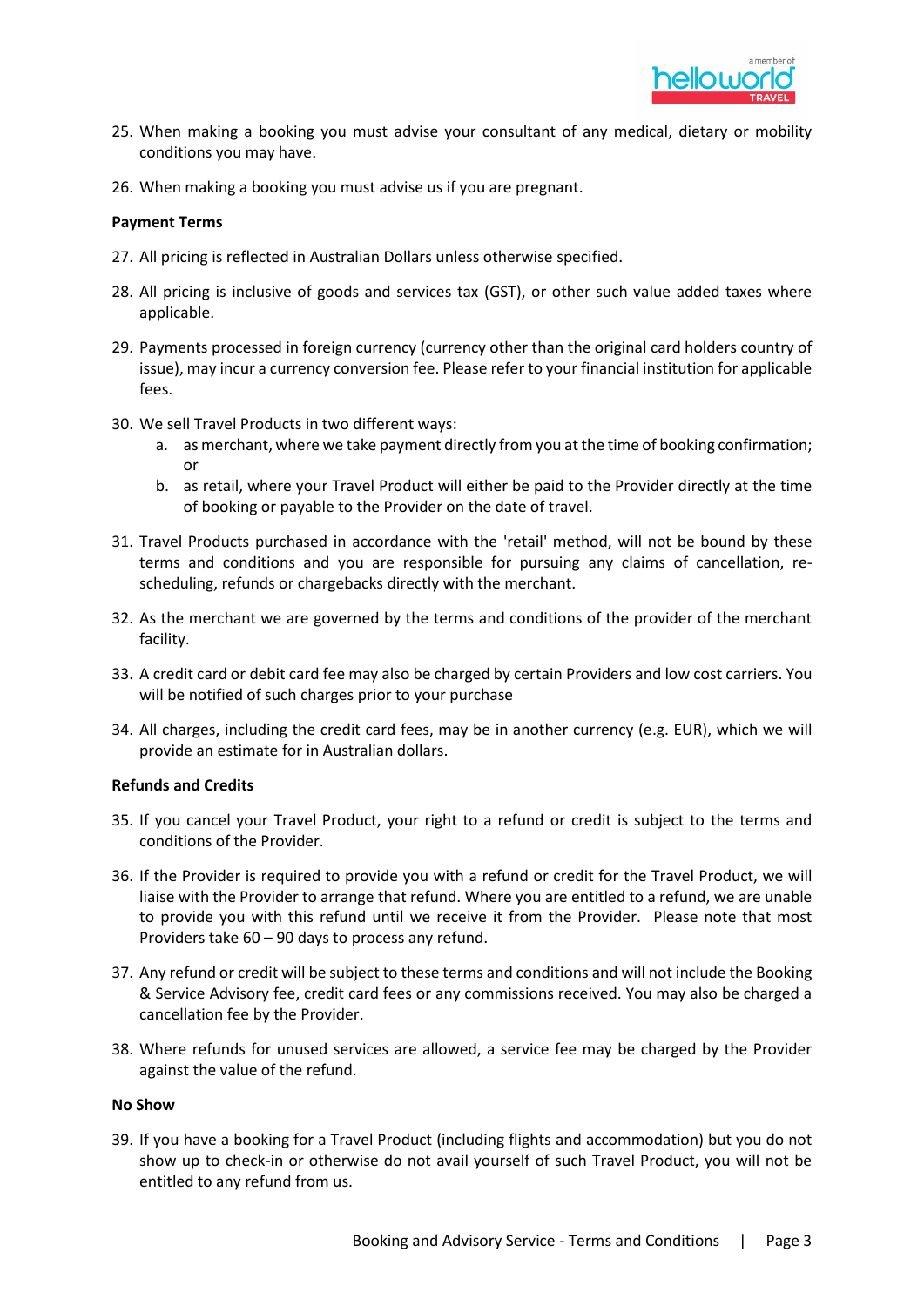25. When making a booking you must advise your consultant of any medical, dietary or mobility conditions you may have.

26. When making a booking you must advise us if you are pregnant.

**Payment Terms**

27. All pricing is reflected in Australian Dollars unless otherwise specified.

28. All pricing is inclusive of goods and services tax (GST), or other such value added taxes where applicable.

29. Payments processed in foreign currency (currency other than the original card holders country of issue), may incur a currency conversion fee. Please refer to your financial institution for applicable fees.

30. We sell Travel Products in two different ways:
    a. as merchant, where we take payment directly from you at the time of booking confirmation; or
    b. as retail, where your Travel Product will either be paid to the Provider directly at the time of booking or payable to the Provider on the date of travel.

31. Travel Products purchased in accordance with the 'retail' method, will not be bound by these terms and conditions and you are responsible for pursuing any claims of cancellation, re-scheduling, refunds or chargebacks directly with the merchant.

32. As the merchant we are governed by the terms and conditions of the provider of the merchant facility.

33. A credit card or debit card fee may also be charged by certain Providers and low cost carriers. You will be notified of such charges prior to your purchase

34. All charges, including the credit card fees, may be in another currency (e.g. EUR), which we will provide an estimate for in Australian dollars.

**Refunds and Credits**

35. If you cancel your Travel Product, your right to a refund or credit is subject to the terms and conditions of the Provider.

36. If the Provider is required to provide you with a refund or credit for the Travel Product, we will liaise with the Provider to arrange that refund. Where you are entitled to a refund, we are unable to provide you with this refund until we receive it from the Provider. Please note that most Providers take 60 – 90 days to process any refund.

37. Any refund or credit will be subject to these terms and conditions and will not include the Booking & Service Advisory fee, credit card fees or any commissions received. You may also be charged a cancellation fee by the Provider.

38. Where refunds for unused services are allowed, a service fee may be charged by the Provider against the value of the refund.

**No Show**

39. If you have a booking for a Travel Product (including flights and accommodation) but you do not show up to check-in or otherwise do not avail yourself of such Travel Product, you will not be entitled to any refund from us.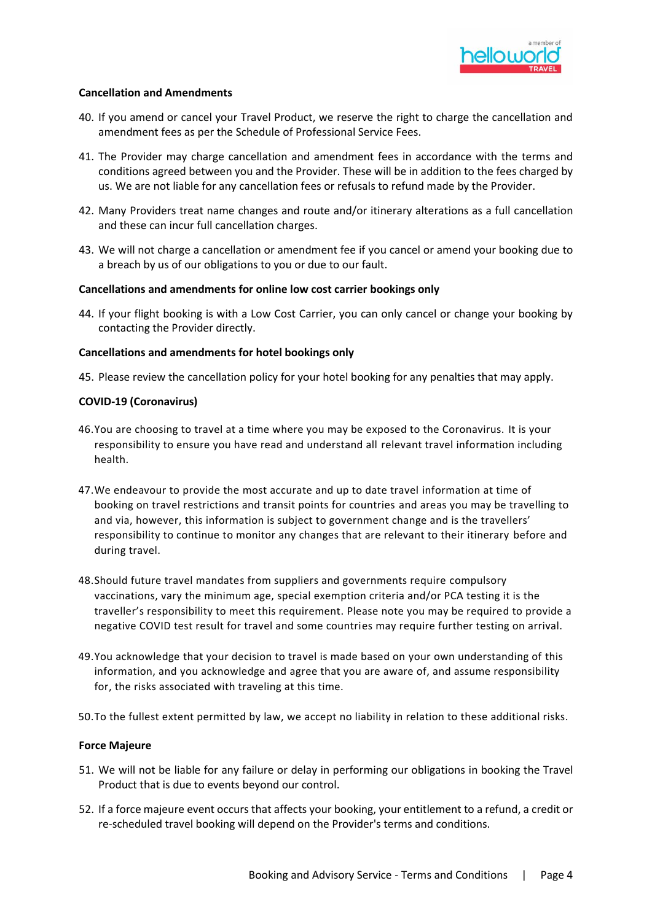**Cancellation and Amendments**

40. If you amend or cancel your Travel Product, we reserve the right to charge the cancellation and amendment fees as per the Schedule of Professional Service Fees.

41. The Provider may charge cancellation and amendment fees in accordance with the terms and conditions agreed between you and the Provider. These will be in addition to the fees charged by us. We are not liable for any cancellation fees or refusals to refund made by the Provider.

42. Many Providers treat name changes and route and/or itinerary alterations as a full cancellation and these can incur full cancellation charges.

43. We will not charge a cancellation or amendment fee if you cancel or amend your booking due to a breach by us of our obligations to you or due to our fault.

**Cancellations and amendments for online low cost carrier bookings only**

44. If your flight booking is with a Low Cost Carrier, you can only cancel or change your booking by contacting the Provider directly.

**Cancellations and amendments for hotel bookings only**

45. Please review the cancellation policy for your hotel booking for any penalties that may apply.

**COVID-19 (Coronavirus)**

46. You are choosing to travel at a time where you may be exposed to the Coronavirus. It is your responsibility to ensure you have read and understand all relevant travel information including health.

47. We endeavour to provide the most accurate and up to date travel information at time of booking on travel restrictions and transit points for countries and areas you may be travelling to and via, however, this information is subject to government change and is the travellers' responsibility to continue to monitor any changes that are relevant to their itinerary before and during travel.

48. Should future travel mandates from suppliers and governments require compulsory vaccinations, vary the minimum age, special exemption criteria and/or PCA testing it is the traveller's responsibility to meet this requirement. Please note you may be required to provide a negative COVID test result for travel and some countries may require further testing on arrival.

49. You acknowledge that your decision to travel is made based on your own understanding of this information, and you acknowledge and agree that you are aware of, and assume responsibility for, the risks associated with traveling at this time.

50. To the fullest extent permitted by law, we accept no liability in relation to these additional risks.

**Force Majeure**

51. We will not be liable for any failure or delay in performing our obligations in booking the Travel Product that is due to events beyond our control.

52. If a force majeure event occurs that affects your booking, your entitlement to a refund, a credit or re-scheduled travel booking will depend on the Provider's terms and conditions.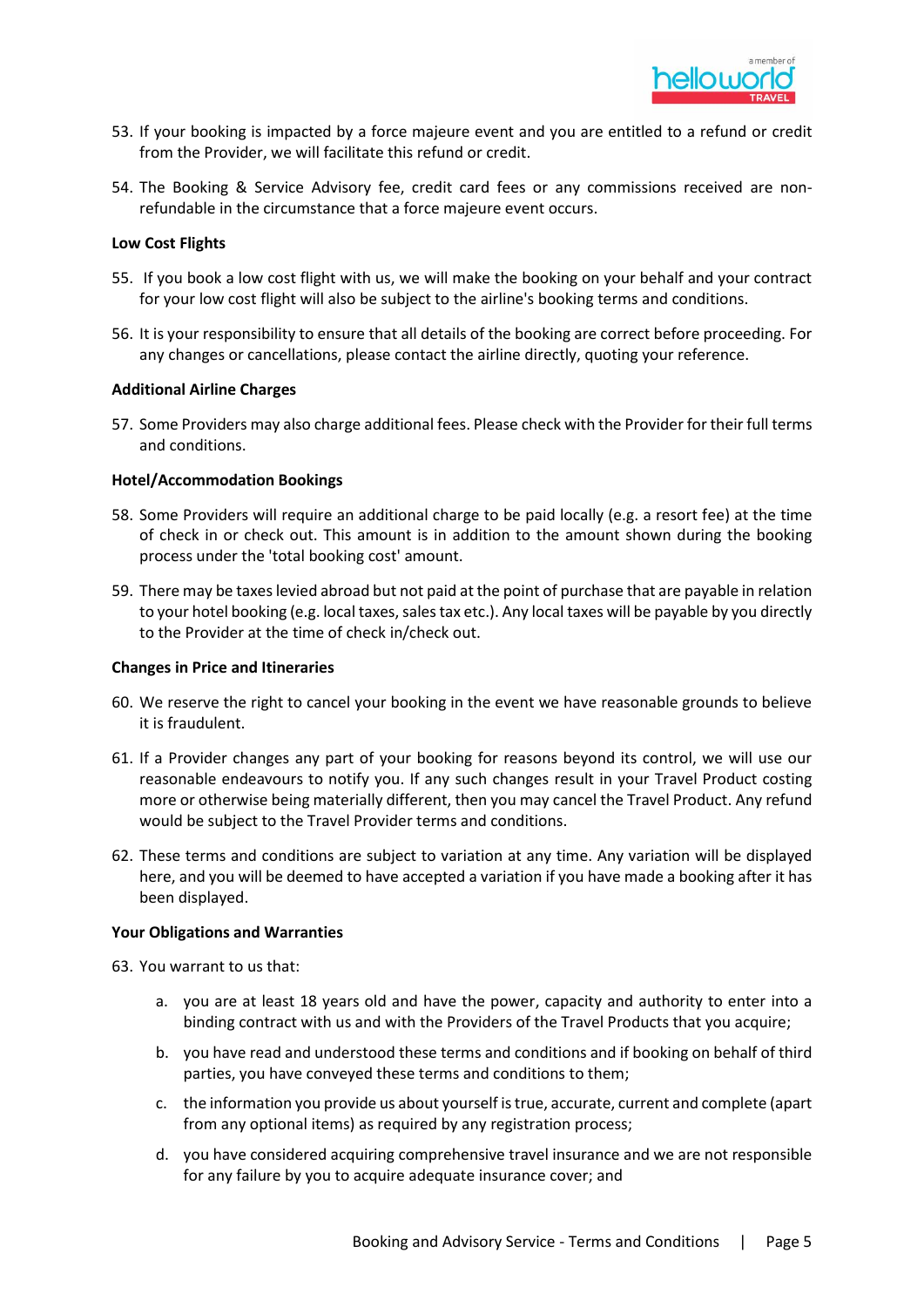53. If your booking is impacted by a force majeure event and you are entitled to a refund or credit from the Provider, we will facilitate this refund or credit.

54. The Booking & Service Advisory fee, credit card fees or any commissions received are non-refundable in the circumstance that a force majeure event occurs.

**Low Cost Flights**

55. If you book a low cost flight with us, we will make the booking on your behalf and your contract for your low cost flight will also be subject to the airline's booking terms and conditions.

56. It is your responsibility to ensure that all details of the booking are correct before proceeding. For any changes or cancellations, please contact the airline directly, quoting your reference.

**Additional Airline Charges**

57. Some Providers may also charge additional fees. Please check with the Provider for their full terms and conditions.

**Hotel/Accommodation Bookings**

58. Some Providers will require an additional charge to be paid locally (e.g. a resort fee) at the time of check in or check out. This amount is in addition to the amount shown during the booking process under the 'total booking cost' amount.

59. There may be taxes levied abroad but not paid at the point of purchase that are payable in relation to your hotel booking (e.g. local taxes, sales tax etc.). Any local taxes will be payable by you directly to the Provider at the time of check in/check out.

**Changes in Price and Itineraries**

60. We reserve the right to cancel your booking in the event we have reasonable grounds to believe it is fraudulent.

61. If a Provider changes any part of your booking for reasons beyond its control, we will use our reasonable endeavours to notify you. If any such changes result in your Travel Product costing more or otherwise being materially different, then you may cancel the Travel Product. Any refund would be subject to the Travel Provider terms and conditions.

62. These terms and conditions are subject to variation at any time. Any variation will be displayed here, and you will be deemed to have accepted a variation if you have made a booking after it has been displayed.

**Your Obligations and Warranties**

63. You warrant to us that:

    a. you are at least 18 years old and have the power, capacity and authority to enter into a binding contract with us and with the Providers of the Travel Products that you acquire;

    b. you have read and understood these terms and conditions and if booking on behalf of third parties, you have conveyed these terms and conditions to them;

    c. the information you provide us about yourself is true, accurate, current and complete (apart from any optional items) as required by any registration process;

    d. you have considered acquiring comprehensive travel insurance and we are not responsible for any failure by you to acquire adequate insurance cover; and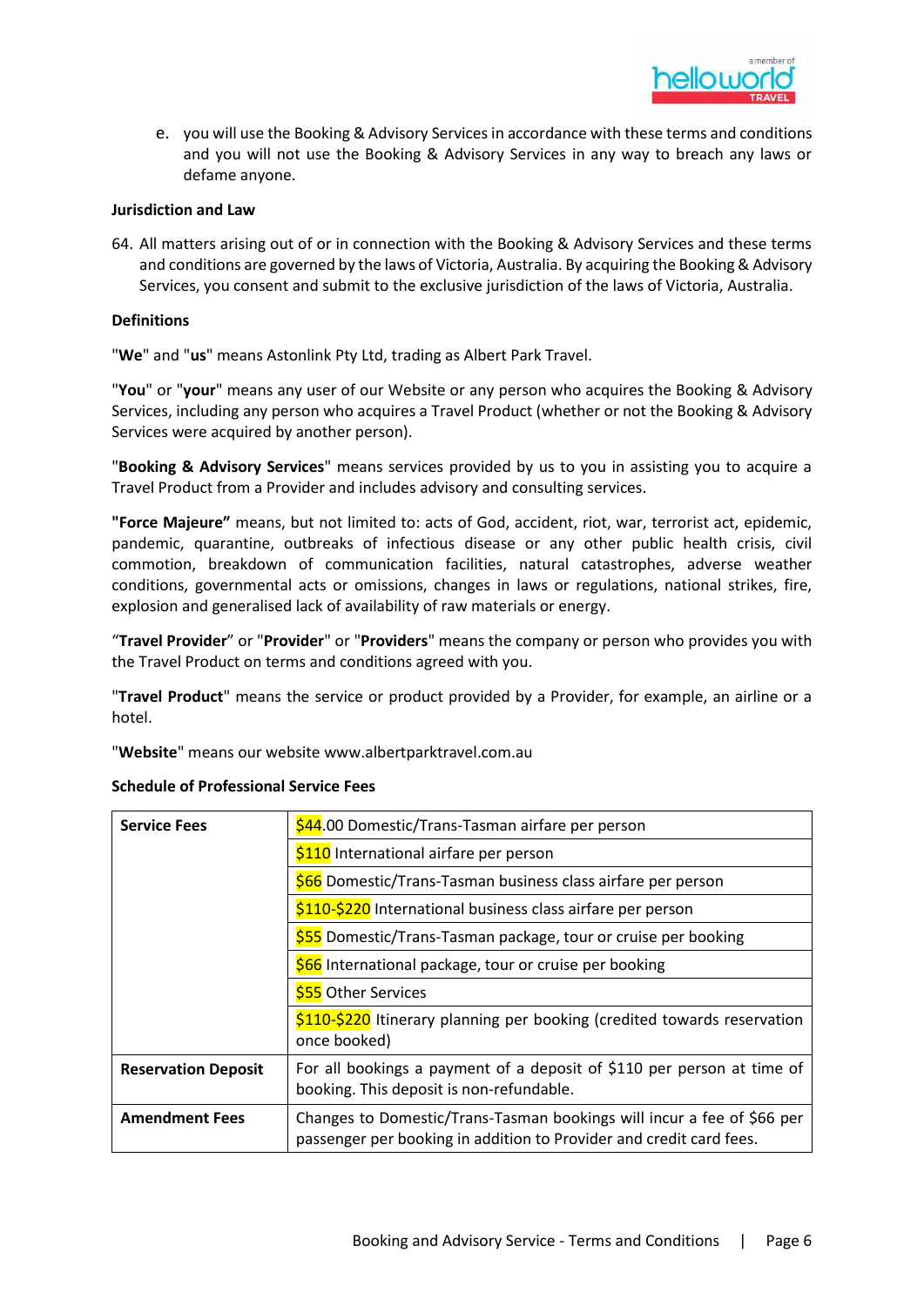e. you will use the Booking & Advisory Services in accordance with these terms and conditions and you will not use the Booking & Advisory Services in any way to breach any laws or defame anyone.

**Jurisdiction and Law**

64. All matters arising out of or in connection with the Booking & Advisory Services and these terms and conditions are governed by the laws of Victoria, Australia. By acquiring the Booking & Advisory Services, you consent and submit to the exclusive jurisdiction of the laws of Victoria, Australia.

**Definitions**

"**We**" and "**us**" means Astonlink Pty Ltd, trading as Albert Park Travel.

"**You**" or "**your**" means any user of our Website or any person who acquires the Booking & Advisory Services, including any person who acquires a Travel Product (whether or not the Booking & Advisory Services were acquired by another person).

"**Booking & Advisory Services**" means services provided by us to you in assisting you to acquire a Travel Product from a Provider and includes advisory and consulting services.

**"Force Majeure"** means, but not limited to: acts of God, accident, riot, war, terrorist act, epidemic, pandemic, quarantine, outbreaks of infectious disease or any other public health crisis, civil commotion, breakdown of communication facilities, natural catastrophes, adverse weather conditions, governmental acts or omissions, changes in laws or regulations, national strikes, fire, explosion and generalised lack of availability of raw materials or energy.

"**Travel Provider**" or "**Provider**" or "**Providers**" means the company or person who provides you with the Travel Product on terms and conditions agreed with you.

"**Travel Product**" means the service or product provided by a Provider, for example, an airline or a hotel.

"**Website**" means our website www.albertparktravel.com.au

**Schedule of Professional Service Fees**

| | |
|---|---|
| **Service Fees** | $44.00 Domestic/Trans-Tasman airfare per person |
| | $110 International airfare per person |
| | $66 Domestic/Trans-Tasman business class airfare per person |
| | $110-$220 International business class airfare per person |
| | $55 Domestic/Trans-Tasman package, tour or cruise per booking |
| | $66 International package, tour or cruise per booking |
| | $55 Other Services |
| | $110-$220 Itinerary planning per booking (credited towards reservation once booked) |
| **Reservation Deposit** | For all bookings a payment of a deposit of $110 per person at time of booking. This deposit is non-refundable. |
| **Amendment Fees** | Changes to Domestic/Trans-Tasman bookings will incur a fee of $66 per passenger per booking in addition to Provider and credit card fees. |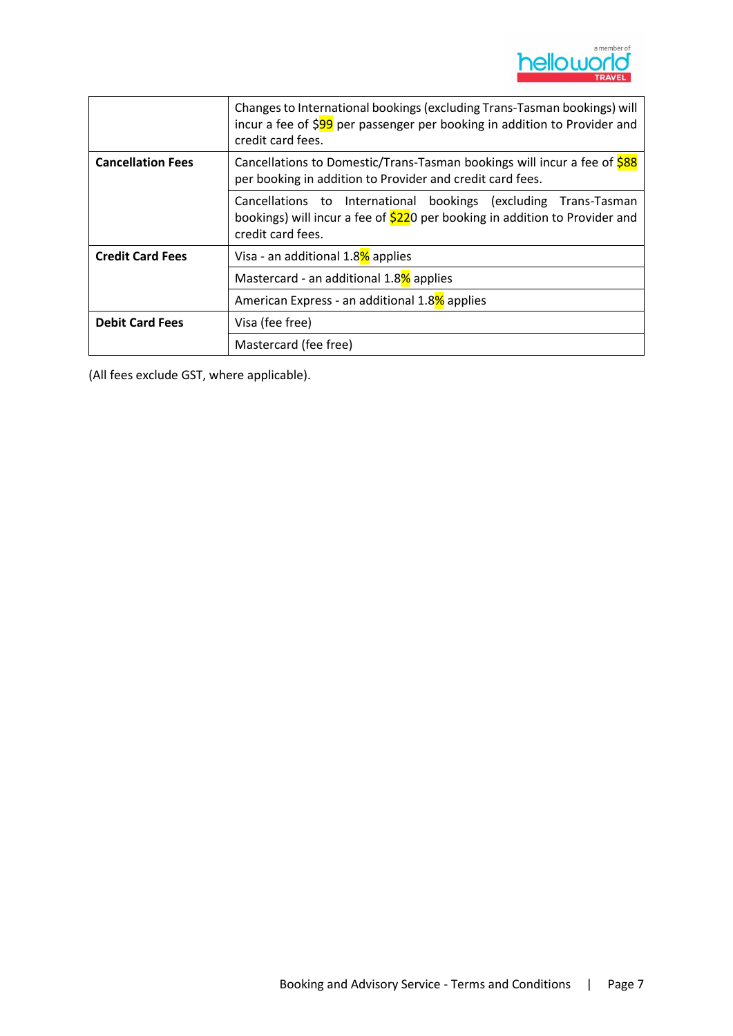| | |
|---|---|
| | Changes to International bookings (excluding Trans-Tasman bookings) will incur a fee of $99 per passenger per booking in addition to Provider and credit card fees. |
| **Cancellation Fees** | Cancellations to Domestic/Trans-Tasman bookings will incur a fee of $88 per booking in addition to Provider and credit card fees. |
| | Cancellations to International bookings (excluding Trans-Tasman bookings) will incur a fee of $220 per booking in addition to Provider and credit card fees. |
| **Credit Card Fees** | Visa - an additional 1.8% applies |
| | Mastercard - an additional 1.8% applies |
| | American Express - an additional 1.8% applies |
| **Debit Card Fees** | Visa (fee free) |
| | Mastercard (fee free) |

(All fees exclude GST, where applicable).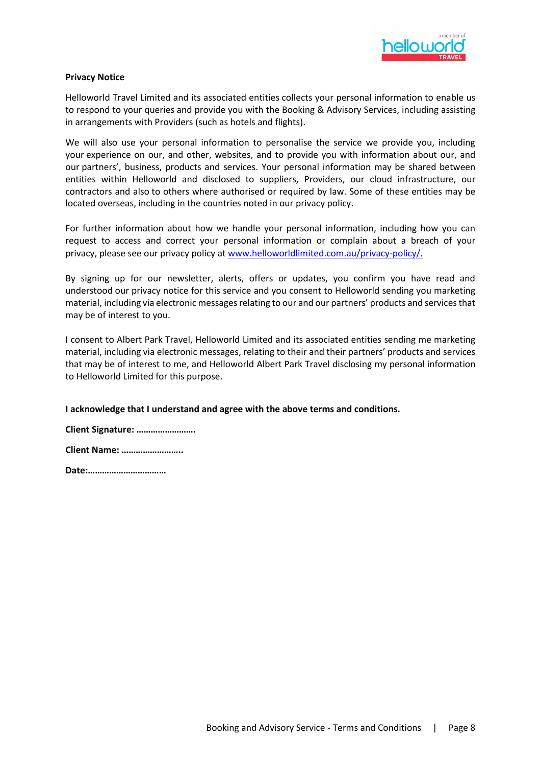**Privacy Notice**

Helloworld Travel Limited and its associated entities collects your personal information to enable us to respond to your queries and provide you with the Booking & Advisory Services, including assisting in arrangements with Providers (such as hotels and flights).

We will also use your personal information to personalise the service we provide you, including your experience on our, and other, websites, and to provide you with information about our, and our partners', business, products and services. Your personal information may be shared between entities within Helloworld and disclosed to suppliers, Providers, our cloud infrastructure, our contractors and also to others where authorised or required by law. Some of these entities may be located overseas, including in the countries noted in our privacy policy.

For further information about how we handle your personal information, including how you can request to access and correct your personal information or complain about a breach of your privacy, please see our privacy policy at [www.helloworldlimited.com.au/privacy-policy/.](http://www.helloworldlimited.com.au/privacy-policy/)

By signing up for our newsletter, alerts, offers or updates, you confirm you have read and understood our privacy notice for this service and you consent to Helloworld sending you marketing material, including via electronic messages relating to our and our partners' products and services that may be of interest to you.

I consent to Albert Park Travel, Helloworld Limited and its associated entities sending me marketing material, including via electronic messages, relating to their and their partners' products and services that may be of interest to me, and Helloworld Albert Park Travel disclosing my personal information to Helloworld Limited for this purpose.

**I acknowledge that I understand and agree with the above terms and conditions.**

**Client Signature: …………………….**

**Client Name: ……………………..**

**Date:……………………………**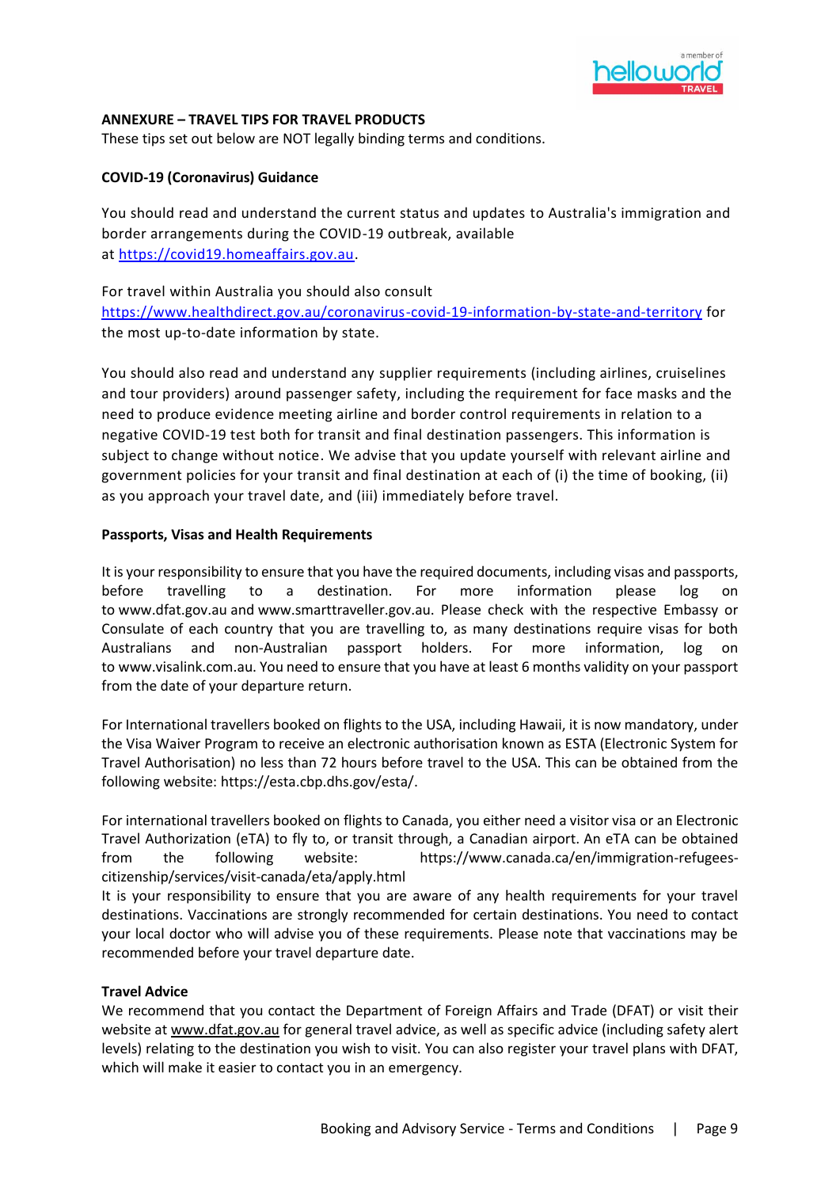**ANNEXURE – TRAVEL TIPS FOR TRAVEL PRODUCTS**

These tips set out below are NOT legally binding terms and conditions.

**COVID-19 (Coronavirus) Guidance**

You should read and understand the current status and updates to Australia's immigration and border arrangements during the COVID-19 outbreak, available at https://covid19.homeaffairs.gov.au.

For travel within Australia you should also consult https://www.healthdirect.gov.au/coronavirus-covid-19-information-by-state-and-territory for the most up-to-date information by state.

You should also read and understand any supplier requirements (including airlines, cruiselines and tour providers) around passenger safety, including the requirement for face masks and the need to produce evidence meeting airline and border control requirements in relation to a negative COVID-19 test both for transit and final destination passengers. This information is subject to change without notice. We advise that you update yourself with relevant airline and government policies for your transit and final destination at each of (i) the time of booking, (ii) as you approach your travel date, and (iii) immediately before travel.

**Passports, Visas and Health Requirements**

It is your responsibility to ensure that you have the required documents, including visas and passports, before travelling to a destination. For more information please log on to www.dfat.gov.au and www.smarttraveller.gov.au. Please check with the respective Embassy or Consulate of each country that you are travelling to, as many destinations require visas for both Australians and non-Australian passport holders. For more information, log on to www.visalink.com.au. You need to ensure that you have at least 6 months validity on your passport from the date of your departure return.

For International travellers booked on flights to the USA, including Hawaii, it is now mandatory, under the Visa Waiver Program to receive an electronic authorisation known as ESTA (Electronic System for Travel Authorisation) no less than 72 hours before travel to the USA. This can be obtained from the following website: https://esta.cbp.dhs.gov/esta/.

For international travellers booked on flights to Canada, you either need a visitor visa or an Electronic Travel Authorization (eTA) to fly to, or transit through, a Canadian airport. An eTA can be obtained from the following website: https://www.canada.ca/en/immigration-refugees-citizenship/services/visit-canada/eta/apply.html

It is your responsibility to ensure that you are aware of any health requirements for your travel destinations. Vaccinations are strongly recommended for certain destinations. You need to contact your local doctor who will advise you of these requirements. Please note that vaccinations may be recommended before your travel departure date.

**Travel Advice**

We recommend that you contact the Department of Foreign Affairs and Trade (DFAT) or visit their website at www.dfat.gov.au for general travel advice, as well as specific advice (including safety alert levels) relating to the destination you wish to visit. You can also register your travel plans with DFAT, which will make it easier to contact you in an emergency.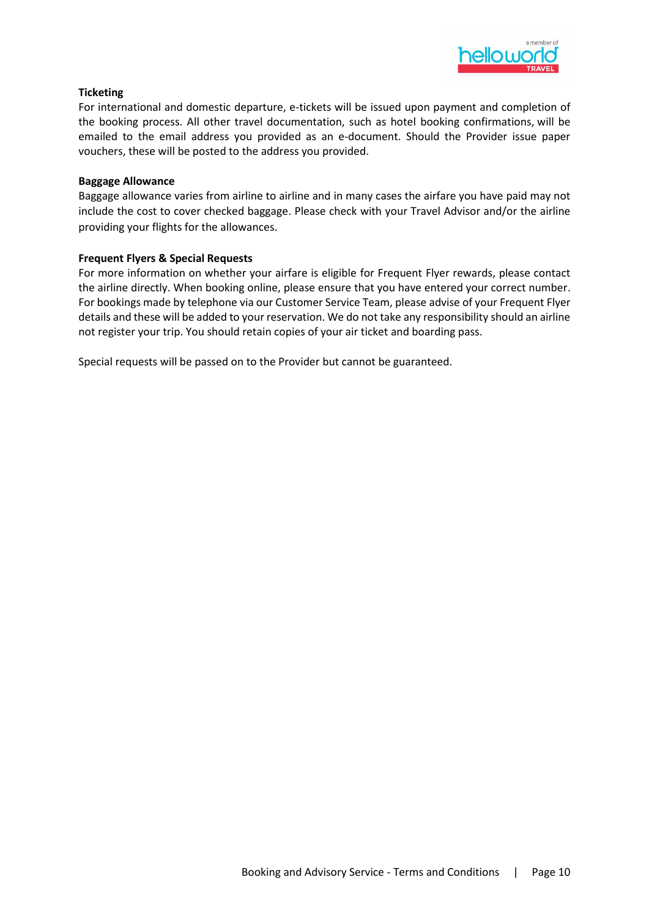**Ticketing**

For international and domestic departure, e-tickets will be issued upon payment and completion of the booking process. All other travel documentation, such as hotel booking confirmations, will be emailed to the email address you provided as an e-document. Should the Provider issue paper vouchers, these will be posted to the address you provided.

**Baggage Allowance**

Baggage allowance varies from airline to airline and in many cases the airfare you have paid may not include the cost to cover checked baggage. Please check with your Travel Advisor and/or the airline providing your flights for the allowances.

**Frequent Flyers & Special Requests**

For more information on whether your airfare is eligible for Frequent Flyer rewards, please contact the airline directly. When booking online, please ensure that you have entered your correct number. For bookings made by telephone via our Customer Service Team, please advise of your Frequent Flyer details and these will be added to your reservation. We do not take any responsibility should an airline not register your trip. You should retain copies of your air ticket and boarding pass.

Special requests will be passed on to the Provider but cannot be guaranteed.